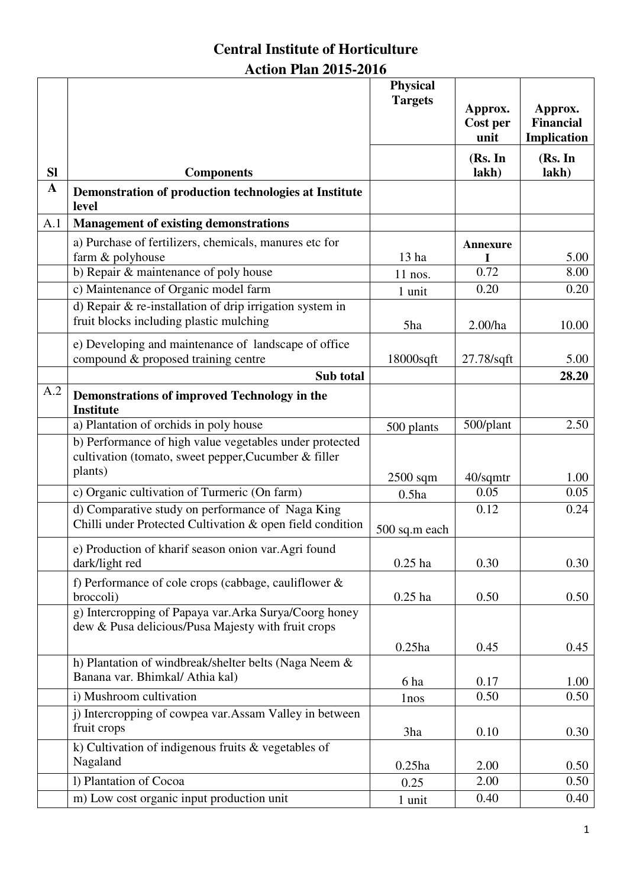# Central Institute of Horticulture

## Action Plan 2015-2016

| Sl | Components | Physical Targets | Approx. Cost per unit (Rs. In lakh) | Approx. Financial Implication (Rs. In lakh) |
|---|---|---|---|---|
| **A** | **Demonstration of production technologies at Institute level** | | | |
| A.1 | **Management of existing demonstrations** | | | |
| | a) Purchase of fertilizers, chemicals, manures etc for farm & polyhouse | 13 ha | **Annexure I** | 5.00 |
| | b) Repair & maintenance of poly house | 11 nos. | 0.72 | 8.00 |
| | c) Maintenance of Organic model farm | 1 unit | 0.20 | 0.20 |
| | d) Repair & re-installation of drip irrigation system in fruit blocks including plastic mulching | 5ha | 2.00/ha | 10.00 |
| | e) Developing and maintenance of landscape of office compound & proposed training centre | 18000sqft | 27.78/sqft | 5.00 |
| | **Sub total** | | | **28.20** |
| A.2 | **Demonstrations of improved Technology in the Institute** | | | |
| | a) Plantation of orchids in poly house | 500 plants | 500/plant | 2.50 |
| | b) Performance of high value vegetables under protected cultivation (tomato, sweet pepper,Cucumber & filler plants) | 2500 sqm | 40/sqmtr | 1.00 |
| | c) Organic cultivation of Turmeric (On farm) | 0.5ha | 0.05 | 0.05 |
| | d) Comparative study on performance of Naga King Chilli under Protected Cultivation & open field condition | 500 sq.m each | 0.12 | 0.24 |
| | e) Production of kharif season onion var.Agri found dark/light red | 0.25 ha | 0.30 | 0.30 |
| | f) Performance of cole crops (cabbage, cauliflower & broccoli) | 0.25 ha | 0.50 | 0.50 |
| | g) Intercropping of Papaya var.Arka Surya/Coorg honey dew & Pusa delicious/Pusa Majesty with fruit crops | 0.25ha | 0.45 | 0.45 |
| | h) Plantation of windbreak/shelter belts (Naga Neem & Banana var. Bhimkal/ Athia kal) | 6 ha | 0.17 | 1.00 |
| | i) Mushroom cultivation | 1nos | 0.50 | 0.50 |
| | j) Intercropping of cowpea var.Assam Valley in between fruit crops | 3ha | 0.10 | 0.30 |
| | k) Cultivation of indigenous fruits & vegetables of Nagaland | 0.25ha | 2.00 | 0.50 |
| | l) Plantation of Cocoa | 0.25 | 2.00 | 0.50 |
| | m) Low cost organic input production unit | 1 unit | 0.40 | 0.40 |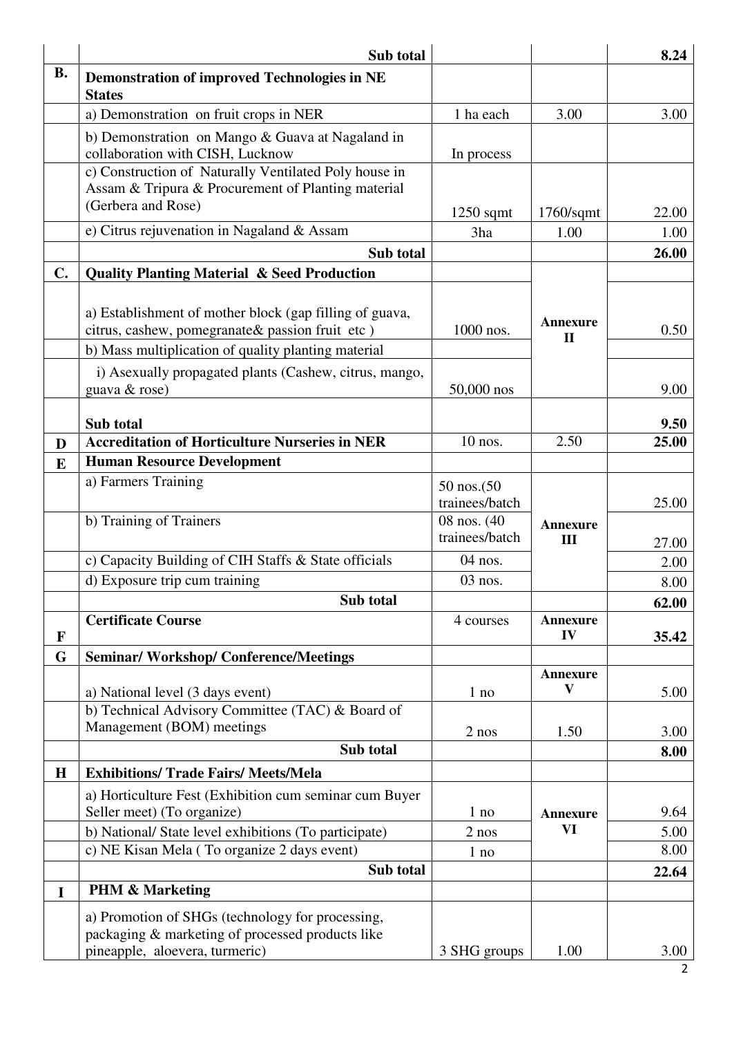| | Sub total | | | 8.24 |
|---|---|---|---|---|
| **B.** | **Demonstration of improved Technologies in NE States** | | | |
| | a) Demonstration on fruit crops in NER | 1 ha each | 3.00 | 3.00 |
| | b) Demonstration on Mango & Guava at Nagaland in collaboration with CISH, Lucknow | In process | | |
| | c) Construction of Naturally Ventilated Poly house in Assam & Tripura & Procurement of Planting material (Gerbera and Rose) | 1250 sqmt | 1760/sqmt | 22.00 |
| | e) Citrus rejuvenation in Nagaland & Assam | 3ha | 1.00 | 1.00 |
| | **Sub total** | | | **26.00** |
| **C.** | **Quality Planting Material & Seed Production** | | | |
| | a) Establishment of mother block (gap filling of guava, citrus, cashew, pomegranate& passion fruit etc ) | 1000 nos. | **Annexure II** | 0.50 |
| | b) Mass multiplication of quality planting material | | | |
| | i) Asexually propagated plants (Cashew, citrus, mango, guava & rose) | 50,000 nos | | 9.00 |
| | **Sub total** | | | **9.50** |
| **D** | **Accreditation of Horticulture Nurseries in NER** | 10 nos. | 2.50 | **25.00** |
| **E** | **Human Resource Development** | | | |
| | a) Farmers Training | 50 nos.(50 trainees/batch | **Annexure III** | 25.00 |
| | b) Training of Trainers | 08 nos. (40 trainees/batch | | 27.00 |
| | c) Capacity Building of CIH Staffs & State officials | 04 nos. | | 2.00 |
| | d) Exposure trip cum training | 03 nos. | | 8.00 |
| | **Sub total** | | | **62.00** |
| **F** | **Certificate Course** | 4 courses | **Annexure IV** | **35.42** |
| **G** | **Seminar/ Workshop/ Conference/Meetings** | | | |
| | a) National level (3 days event) | 1 no | **Annexure V** | 5.00 |
| | b) Technical Advisory Committee (TAC) & Board of Management (BOM) meetings | 2 nos | 1.50 | 3.00 |
| | **Sub total** | | | **8.00** |
| **H** | **Exhibitions/ Trade Fairs/ Meets/Mela** | | | |
| | a) Horticulture Fest (Exhibition cum seminar cum Buyer Seller meet) (To organize) | 1 no | **Annexure VI** | 9.64 |
| | b) National/ State level exhibitions (To participate) | 2 nos | | 5.00 |
| | c) NE Kisan Mela ( To organize 2 days event) | 1 no | | 8.00 |
| | **Sub total** | | | **22.64** |
| **I** | **PHM & Marketing** | | | |
| | a) Promotion of SHGs (technology for processing, packaging & marketing of processed products like pineapple, aloevera, turmeric) | 3 SHG groups | 1.00 | 3.00 |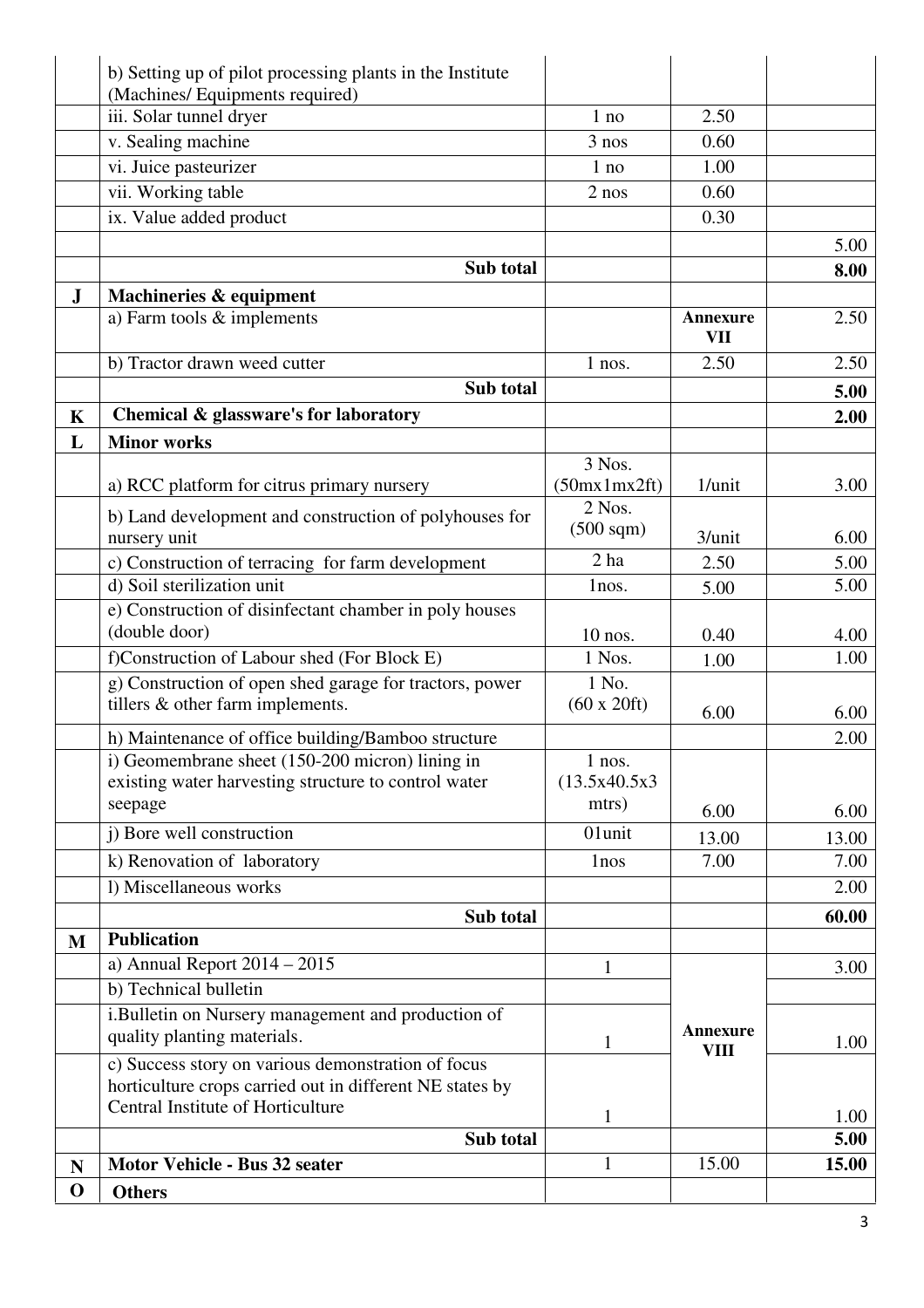| | | | | |
|---|---|---|---|---|
| | b) Setting up of pilot processing plants in the Institute (Machines/ Equipments required) | | | |
| | iii. Solar tunnel dryer | 1 no | 2.50 | |
| | v. Sealing machine | 3 nos | 0.60 | |
| | vi. Juice pasteurizer | 1 no | 1.00 | |
| | vii. Working table | 2 nos | 0.60 | |
| | ix. Value added product | | 0.30 | |
| | | | | 5.00 |
| | **Sub total** | | | **8.00** |
| **J** | **Machineries & equipment** | | | |
| | a) Farm tools & implements | | **Annexure VII** | 2.50 |
| | b) Tractor drawn weed cutter | 1 nos. | 2.50 | 2.50 |
| | **Sub total** | | | **5.00** |
| **K** | **Chemical & glassware's for laboratory** | | | **2.00** |
| **L** | **Minor works** | | | |
| | a) RCC platform for citrus primary nursery | 3 Nos. (50mx1mx2ft) | 1/unit | 3.00 |
| | b) Land development and construction of polyhouses for nursery unit | 2 Nos. (500 sqm) | 3/unit | 6.00 |
| | c) Construction of terracing for farm development | 2 ha | 2.50 | 5.00 |
| | d) Soil sterilization unit | 1nos. | 5.00 | 5.00 |
| | e) Construction of disinfectant chamber in poly houses (double door) | 10 nos. | 0.40 | 4.00 |
| | f)Construction of Labour shed (For Block E) | 1 Nos. | 1.00 | 1.00 |
| | g) Construction of open shed garage for tractors, power tillers & other farm implements. | 1 No. (60 x 20ft) | 6.00 | 6.00 |
| | h) Maintenance of office building/Bamboo structure | | | 2.00 |
| | i) Geomembrane sheet (150-200 micron) lining in existing water harvesting structure to control water seepage | 1 nos. (13.5x40.5x3 mtrs) | 6.00 | 6.00 |
| | j) Bore well construction | 01unit | 13.00 | 13.00 |
| | k) Renovation of laboratory | 1nos | 7.00 | 7.00 |
| | l) Miscellaneous works | | | 2.00 |
| | **Sub total** | | | **60.00** |
| **M** | **Publication** | | | |
| | a) Annual Report 2014 – 2015 | 1 | **Annexure VIII** | 3.00 |
| | b) Technical bulletin | | | |
| | i.Bulletin on Nursery management and production of quality planting materials. | 1 | | 1.00 |
| | c) Success story on various demonstration of focus horticulture crops carried out in different NE states by Central Institute of Horticulture | 1 | | 1.00 |
| | **Sub total** | | | **5.00** |
| **N** | **Motor Vehicle - Bus 32 seater** | 1 | 15.00 | **15.00** |
| **O** | **Others** | | | |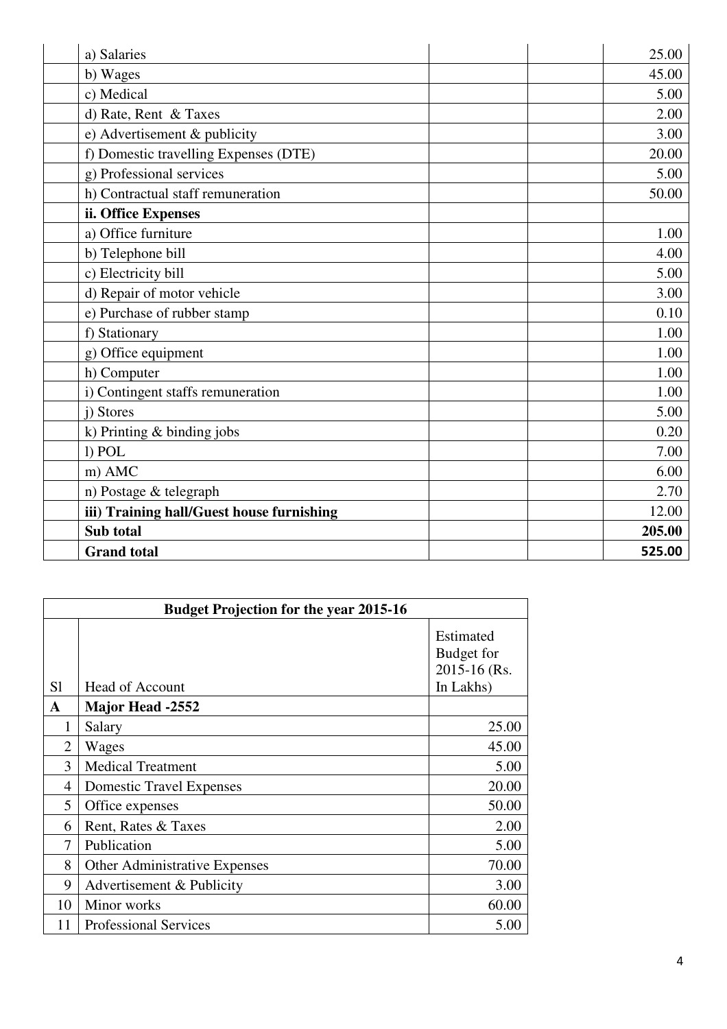| | | | | |
|---|---|---|---|---|
| | a) Salaries | | | 25.00 |
| | b) Wages | | | 45.00 |
| | c) Medical | | | 5.00 |
| | d) Rate, Rent & Taxes | | | 2.00 |
| | e) Advertisement & publicity | | | 3.00 |
| | f) Domestic travelling Expenses (DTE) | | | 20.00 |
| | g) Professional services | | | 5.00 |
| | h) Contractual staff remuneration | | | 50.00 |
| | **ii. Office Expenses** | | | |
| | a) Office furniture | | | 1.00 |
| | b) Telephone bill | | | 4.00 |
| | c) Electricity bill | | | 5.00 |
| | d) Repair of motor vehicle | | | 3.00 |
| | e) Purchase of rubber stamp | | | 0.10 |
| | f) Stationary | | | 1.00 |
| | g) Office equipment | | | 1.00 |
| | h) Computer | | | 1.00 |
| | i) Contingent staffs remuneration | | | 1.00 |
| | j) Stores | | | 5.00 |
| | k) Printing & binding jobs | | | 0.20 |
| | l) POL | | | 7.00 |
| | m) AMC | | | 6.00 |
| | n) Postage & telegraph | | | 2.70 |
| | **iii) Training hall/Guest house furnishing** | | | 12.00 |
| | **Sub total** | | | **205.00** |
| | **Grand total** | | | **525.00** |

| **Budget Projection for the year 2015-16** | | |
|---|---|---|
| Sl | Head of Account | Estimated Budget for 2015-16 (Rs. In Lakhs) |
| **A** | **Major Head -2552** | |
| 1 | Salary | 25.00 |
| 2 | Wages | 45.00 |
| 3 | Medical Treatment | 5.00 |
| 4 | Domestic Travel Expenses | 20.00 |
| 5 | Office expenses | 50.00 |
| 6 | Rent, Rates & Taxes | 2.00 |
| 7 | Publication | 5.00 |
| 8 | Other Administrative Expenses | 70.00 |
| 9 | Advertisement & Publicity | 3.00 |
| 10 | Minor works | 60.00 |
| 11 | Professional Services | 5.00 |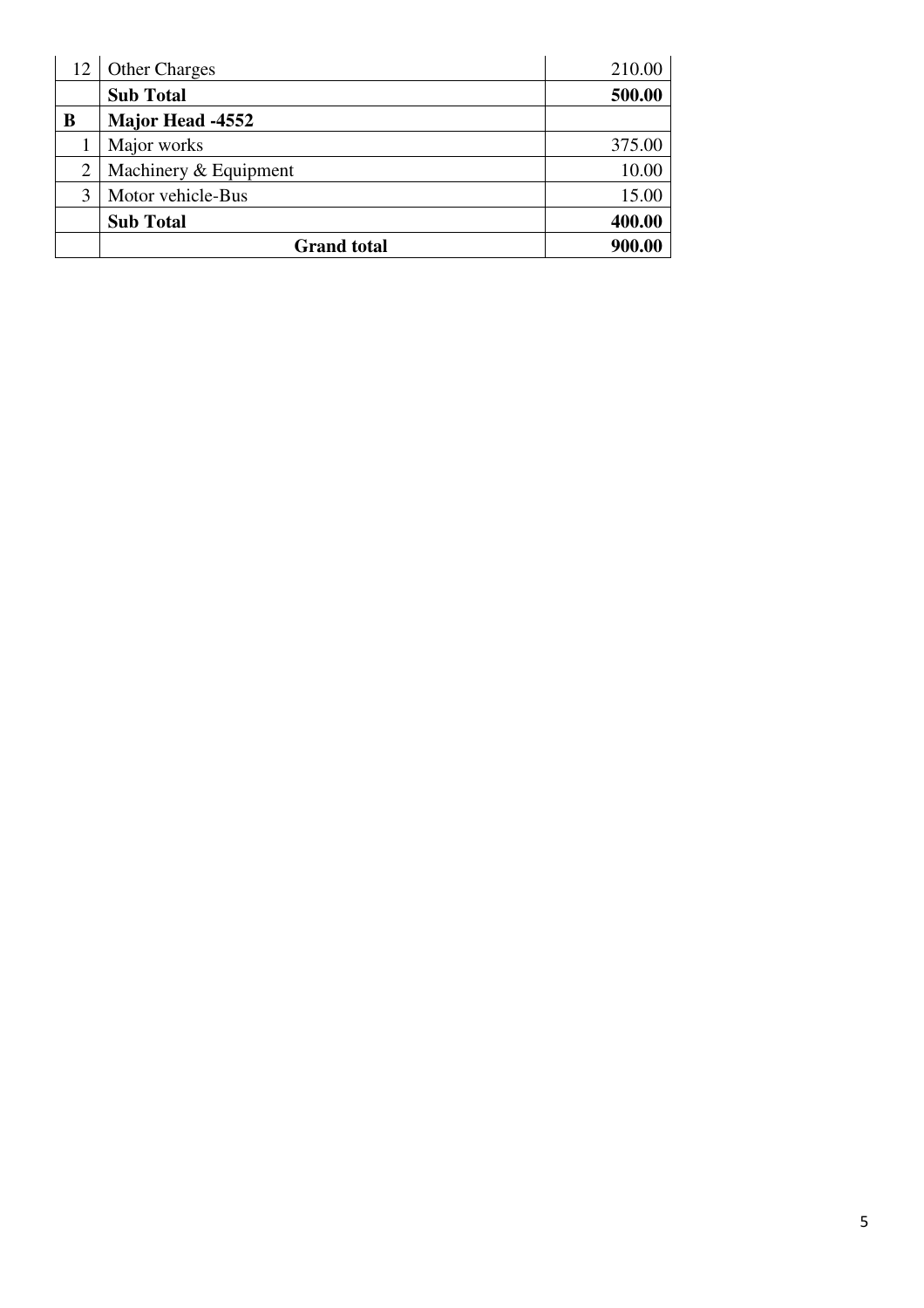| | | |
|---|---|---|
| 12 | Other Charges | 210.00 |
| | **Sub Total** | **500.00** |
| **B** | **Major Head -4552** | |
| 1 | Major works | 375.00 |
| 2 | Machinery & Equipment | 10.00 |
| 3 | Motor vehicle-Bus | 15.00 |
| | **Sub Total** | **400.00** |
| | **Grand total** | **900.00** |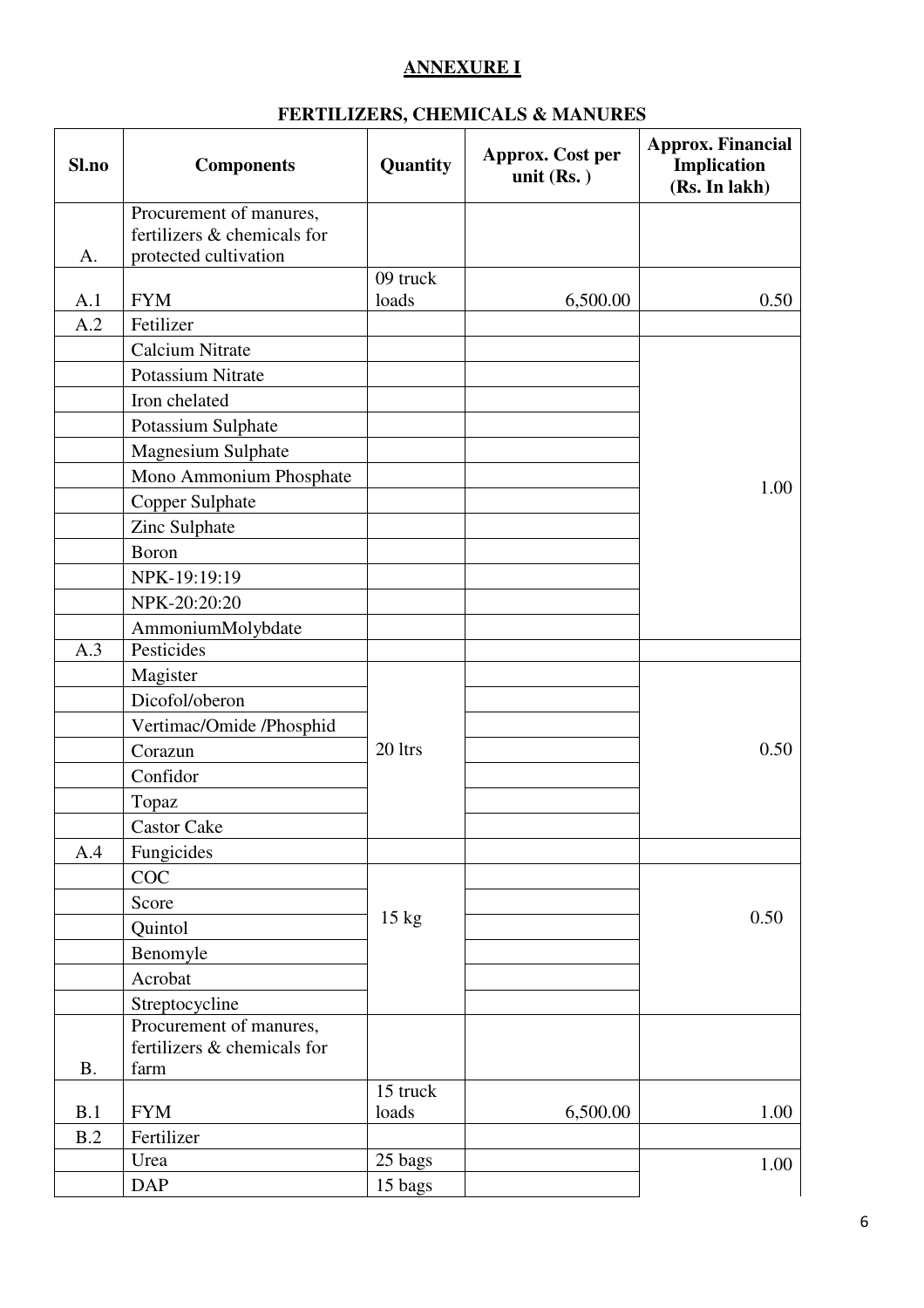**ANNEXURE I**

**FERTILIZERS, CHEMICALS & MANURES**

| Sl.no | Components | Quantity | Approx. Cost per unit (Rs. ) | Approx. Financial Implication (Rs. In lakh) |
|---|---|---|---|---|
| A. | Procurement of manures, fertilizers & chemicals for protected cultivation | | | |
| A.1 | FYM | 09 truck loads | 6,500.00 | 0.50 |
| A.2 | Fetilizer | | | |
| | Calcium Nitrate | | | 1.00 |
| | Potassium Nitrate | | | |
| | Iron chelated | | | |
| | Potassium Sulphate | | | |
| | Magnesium Sulphate | | | |
| | Mono Ammonium Phosphate | | | |
| | Copper Sulphate | | | |
| | Zinc Sulphate | | | |
| | Boron | | | |
| | NPK-19:19:19 | | | |
| | NPK-20:20:20 | | | |
| | AmmoniumMolybdate | | | |
| A.3 | Pesticides | | | |
| | Magister | 20 ltrs | | 0.50 |
| | Dicofol/oberon | | | |
| | Vertimac/Omide /Phosphid | | | |
| | Corazun | | | |
| | Confidor | | | |
| | Topaz | | | |
| | Castor Cake | | | |
| A.4 | Fungicides | | | |
| | COC | 15 kg | | 0.50 |
| | Score | | | |
| | Quintol | | | |
| | Benomyle | | | |
| | Acrobat | | | |
| | Streptocycline | | | |
| B. | Procurement of manures, fertilizers & chemicals for farm | | | |
| B.1 | FYM | 15 truck loads | 6,500.00 | 1.00 |
| B.2 | Fertilizer | | | |
| | Urea | 25 bags | | 1.00 |
| | DAP | 15 bags | | |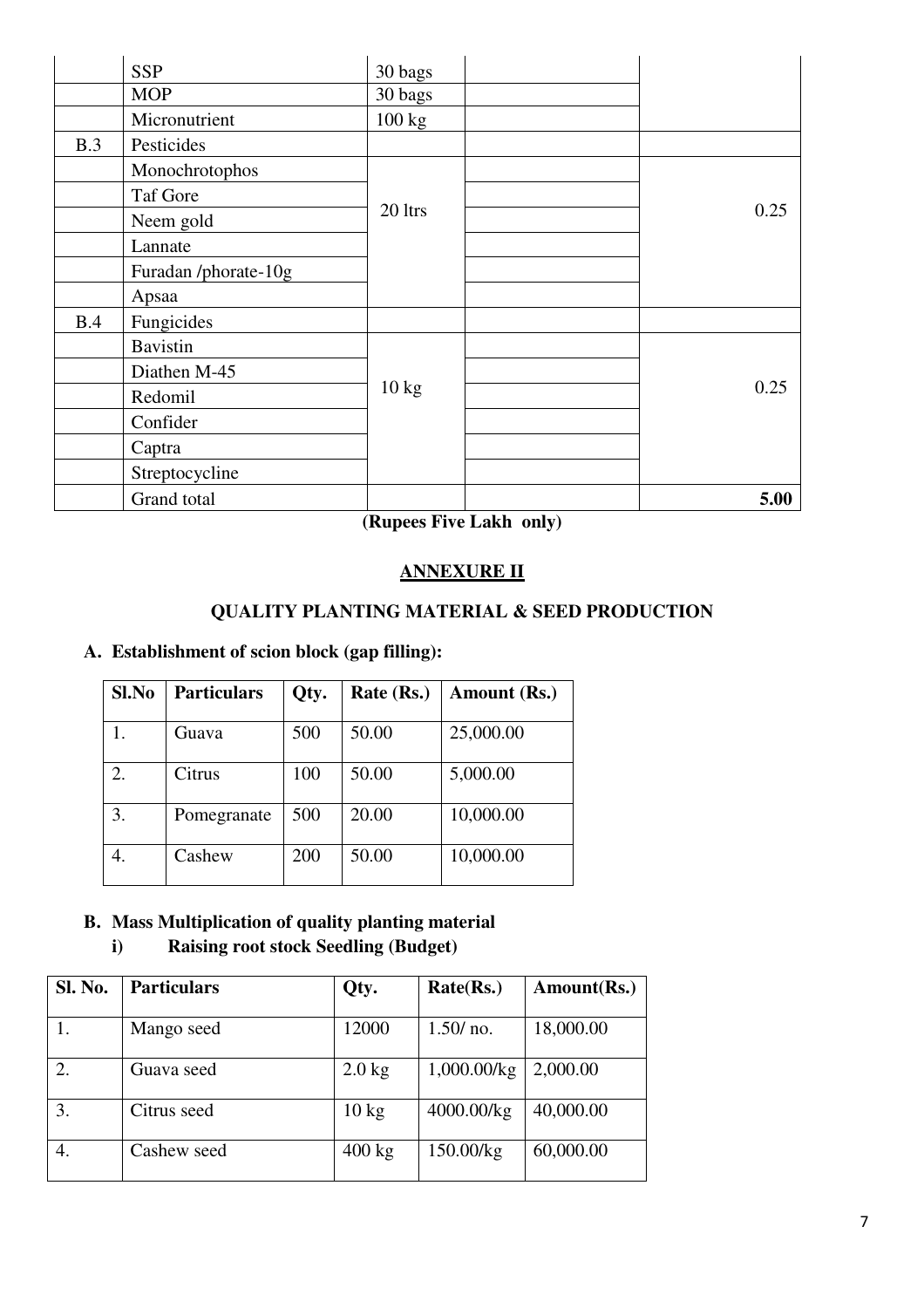|  | SSP | 30 bags |  |  |
|---|---|---|---|---|
|  | MOP | 30 bags |  |  |
|  | Micronutrient | 100 kg |  |  |
| B.3 | Pesticides |  |  |  |
|  | Monochrotophos | 20 ltrs |  | 0.25 |
|  | Taf Gore |  |  |  |
|  | Neem gold |  |  |  |
|  | Lannate |  |  |  |
|  | Furadan /phorate-10g |  |  |  |
|  | Apsaa |  |  |  |
| B.4 | Fungicides |  |  |  |
|  | Bavistin | 10 kg |  | 0.25 |
|  | Diathen M-45 |  |  |  |
|  | Redomil |  |  |  |
|  | Confider |  |  |  |
|  | Captra |  |  |  |
|  | Streptocycline |  |  |  |
|  | Grand total |  |  | **5.00** |

**(Rupees Five Lakh only)**

## ANNEXURE II

## QUALITY PLANTING MATERIAL & SEED PRODUCTION

### A. Establishment of scion block (gap filling):

| Sl.No | Particulars | Qty. | Rate (Rs.) | Amount (Rs.) |
|---|---|---|---|---|
| 1. | Guava | 500 | 50.00 | 25,000.00 |
| 2. | Citrus | 100 | 50.00 | 5,000.00 |
| 3. | Pomegranate | 500 | 20.00 | 10,000.00 |
| 4. | Cashew | 200 | 50.00 | 10,000.00 |

### B. Mass Multiplication of quality planting material

**i) Raising root stock Seedling (Budget)**

| Sl. No. | Particulars | Qty. | Rate(Rs.) | Amount(Rs.) |
|---|---|---|---|---|
| 1. | Mango seed | 12000 | 1.50/ no. | 18,000.00 |
| 2. | Guava seed | 2.0 kg | 1,000.00/kg | 2,000.00 |
| 3. | Citrus seed | 10 kg | 4000.00/kg | 40,000.00 |
| 4. | Cashew seed | 400 kg | 150.00/kg | 60,000.00 |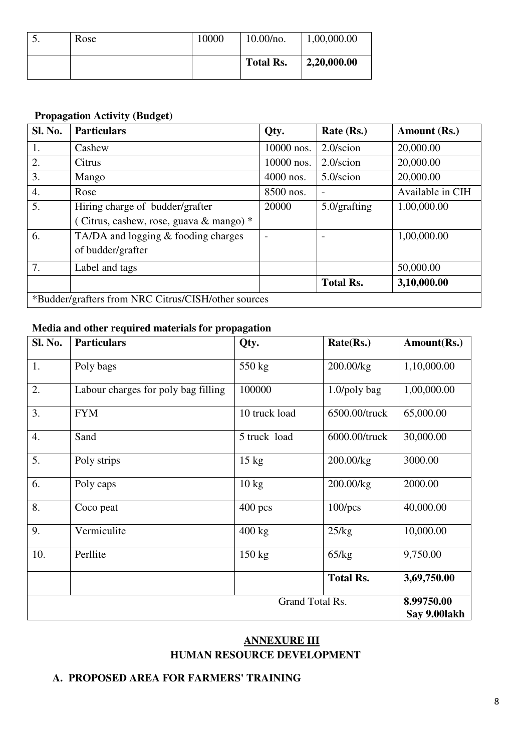| 5. | Rose | 10000 | 10.00/no. | 1,00,000.00 |
|---|---|---|---|---|
| | | | **Total Rs.** | **2,20,000.00** |

**Propagation Activity (Budget)**

| Sl. No. | Particulars | Qty. | Rate (Rs.) | Amount (Rs.) |
|---|---|---|---|---|
| 1. | Cashew | 10000 nos. | 2.0/scion | 20,000.00 |
| 2. | Citrus | 10000 nos. | 2.0/scion | 20,000.00 |
| 3. | Mango | 4000 nos. | 5.0/scion | 20,000.00 |
| 4. | Rose | 8500 nos. | - | Available in CIH |
| 5. | Hiring charge of budder/grafter ( Citrus, cashew, rose, guava & mango) * | 20000 | 5.0/grafting | 1.00,000.00 |
| 6. | TA/DA and logging & fooding charges of budder/grafter | - | - | 1,00,000.00 |
| 7. | Label and tags | | | 50,000.00 |
| | | | **Total Rs.** | **3,10,000.00** |
| *Budder/grafters from NRC Citrus/CISH/other sources | | | | |

**Media and other required materials for propagation**

| Sl. No. | Particulars | Qty. | Rate(Rs.) | Amount(Rs.) |
|---|---|---|---|---|
| 1. | Poly bags | 550 kg | 200.00/kg | 1,10,000.00 |
| 2. | Labour charges for poly bag filling | 100000 | 1.0/poly bag | 1,00,000.00 |
| 3. | FYM | 10 truck load | 6500.00/truck | 65,000.00 |
| 4. | Sand | 5 truck load | 6000.00/truck | 30,000.00 |
| 5. | Poly strips | 15 kg | 200.00/kg | 3000.00 |
| 6. | Poly caps | 10 kg | 200.00/kg | 2000.00 |
| 8. | Coco peat | 400 pcs | 100/pcs | 40,000.00 |
| 9. | Vermiculite | 400 kg | 25/kg | 10,000.00 |
| 10. | Perllite | 150 kg | 65/kg | 9,750.00 |
| | | | **Total Rs.** | **3,69,750.00** |
| | | Grand Total Rs. | | **8.99750.00 Say 9.00lakh** |

## ANNEXURE III
## HUMAN RESOURCE DEVELOPMENT

### A. PROPOSED AREA FOR FARMERS' TRAINING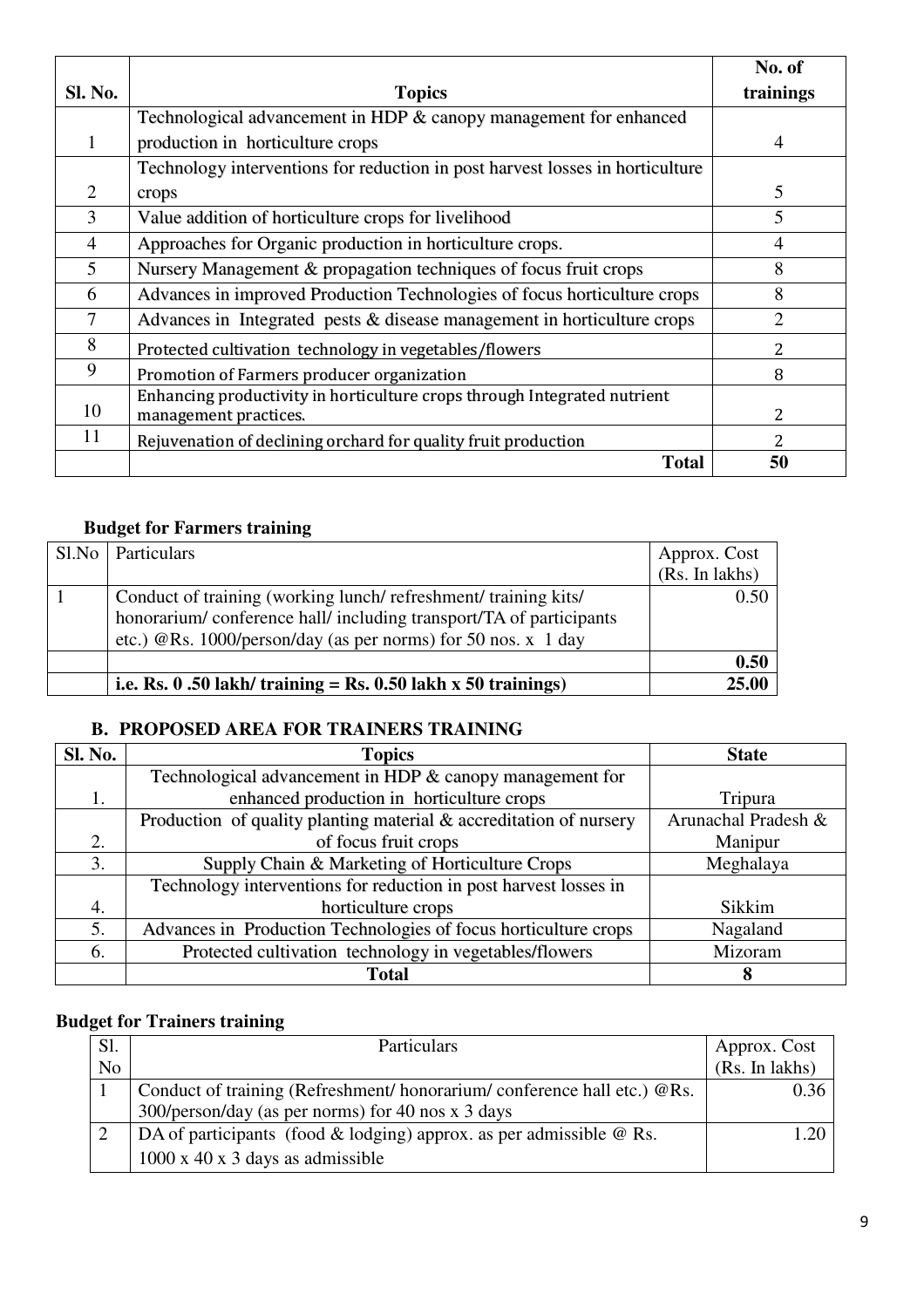| Sl. No. | Topics | No. of trainings |
|---|---|---|
| 1 | Technological advancement in HDP & canopy management for enhanced production in horticulture crops | 4 |
| 2 | Technology interventions for reduction in post harvest losses in horticulture crops | 5 |
| 3 | Value addition of horticulture crops for livelihood | 5 |
| 4 | Approaches for Organic production in horticulture crops. | 4 |
| 5 | Nursery Management & propagation techniques of focus fruit crops | 8 |
| 6 | Advances in improved Production Technologies of focus horticulture crops | 8 |
| 7 | Advances in Integrated pests & disease management in horticulture crops | 2 |
| 8 | Protected cultivation technology in vegetables/flowers | 2 |
| 9 | Promotion of Farmers producer organization | 8 |
| 10 | Enhancing productivity in horticulture crops through Integrated nutrient management practices. | 2 |
| 11 | Rejuvenation of declining orchard for quality fruit production | 2 |
| | **Total** | **50** |

**Budget for Farmers training**

| Sl.No | Particulars | Approx. Cost (Rs. In lakhs) |
|---|---|---|
| 1 | Conduct of training (working lunch/ refreshment/ training kits/ honorarium/ conference hall/ including transport/TA of participants etc.) @Rs. 1000/person/day (as per norms) for 50 nos. x 1 day | 0.50 |
| | | **0.50** |
| | **i.e. Rs. 0 .50 lakh/ training = Rs. 0.50 lakh x 50 trainings)** | **25.00** |

**B. PROPOSED AREA FOR TRAINERS TRAINING**

| Sl. No. | Topics | State |
|---|---|---|
| 1. | Technological advancement in HDP & canopy management for enhanced production in horticulture crops | Tripura |
| 2. | Production of quality planting material & accreditation of nursery of focus fruit crops | Arunachal Pradesh & Manipur |
| 3. | Supply Chain & Marketing of Horticulture Crops | Meghalaya |
| 4. | Technology interventions for reduction in post harvest losses in horticulture crops | Sikkim |
| 5. | Advances in Production Technologies of focus horticulture crops | Nagaland |
| 6. | Protected cultivation technology in vegetables/flowers | Mizoram |
| | **Total** | **8** |

**Budget for Trainers training**

| Sl. No | Particulars | Approx. Cost (Rs. In lakhs) |
|---|---|---|
| 1 | Conduct of training (Refreshment/ honorarium/ conference hall etc.) @Rs. 300/person/day (as per norms) for 40 nos x 3 days | 0.36 |
| 2 | DA of participants (food & lodging) approx. as per admissible @ Rs. 1000 x 40 x 3 days as admissible | 1.20 |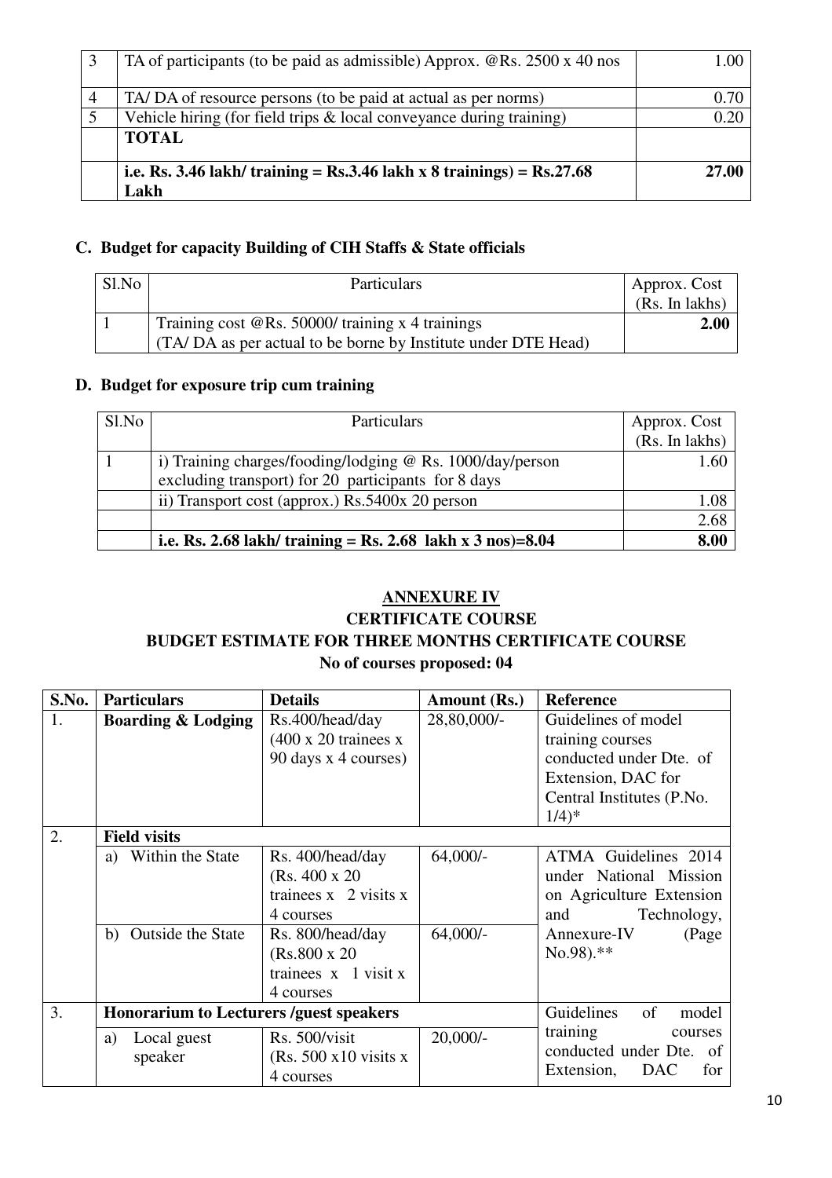| | | |
|---|---|---|
| 3 | TA of participants (to be paid as admissible) Approx. @Rs. 2500 x 40 nos | 1.00 |
| 4 | TA/ DA of resource persons (to be paid at actual as per norms) | 0.70 |
| 5 | Vehicle hiring (for field trips & local conveyance during training) | 0.20 |
| | **TOTAL** | |
| | **i.e. Rs. 3.46 lakh/ training = Rs.3.46 lakh x 8 trainings) = Rs.27.68 Lakh** | **27.00** |

### C. Budget for capacity Building of CIH Staffs & State officials

| Sl.No | Particulars | Approx. Cost (Rs. In lakhs) |
|---|---|---|
| 1 | Training cost @Rs. 50000/ training x 4 trainings (TA/ DA as per actual to be borne by Institute under DTE Head) | **2.00** |

### D. Budget for exposure trip cum training

| Sl.No | Particulars | Approx. Cost (Rs. In lakhs) |
|---|---|---|
| 1 | i) Training charges/fooding/lodging @ Rs. 1000/day/person excluding transport) for 20 participants for 8 days | 1.60 |
| | ii) Transport cost (approx.) Rs.5400x 20 person | 1.08 |
| | | 2.68 |
| | **i.e. Rs. 2.68 lakh/ training = Rs. 2.68 lakh x 3 nos)=8.04** | **8.00** |

## ANNEXURE IV

## CERTIFICATE COURSE

## BUDGET ESTIMATE FOR THREE MONTHS CERTIFICATE COURSE

**No of courses proposed: 04**

| S.No. | Particulars | Details | Amount (Rs.) | Reference |
|---|---|---|---|---|
| 1. | **Boarding & Lodging** | Rs.400/head/day (400 x 20 trainees x 90 days x 4 courses) | 28,80,000/- | Guidelines of model training courses conducted under Dte. of Extension, DAC for Central Institutes (P.No. 1/4)* |
| 2. | **Field visits** | | | |
| | a) Within the State | Rs. 400/head/day (Rs. 400 x 20 trainees x 2 visits x 4 courses | 64,000/- | ATMA Guidelines 2014 under National Mission on Agriculture Extension and Technology, Annexure-IV (Page No.98).** |
| | b) Outside the State | Rs. 800/head/day (Rs.800 x 20 trainees x 1 visit x 4 courses | 64,000/- | |
| 3. | **Honorarium to Lecturers /guest speakers** | | | Guidelines of model training courses conducted under Dte. of Extension, DAC for |
| | a) Local guest speaker | Rs. 500/visit (Rs. 500 x10 visits x 4 courses | 20,000/- | |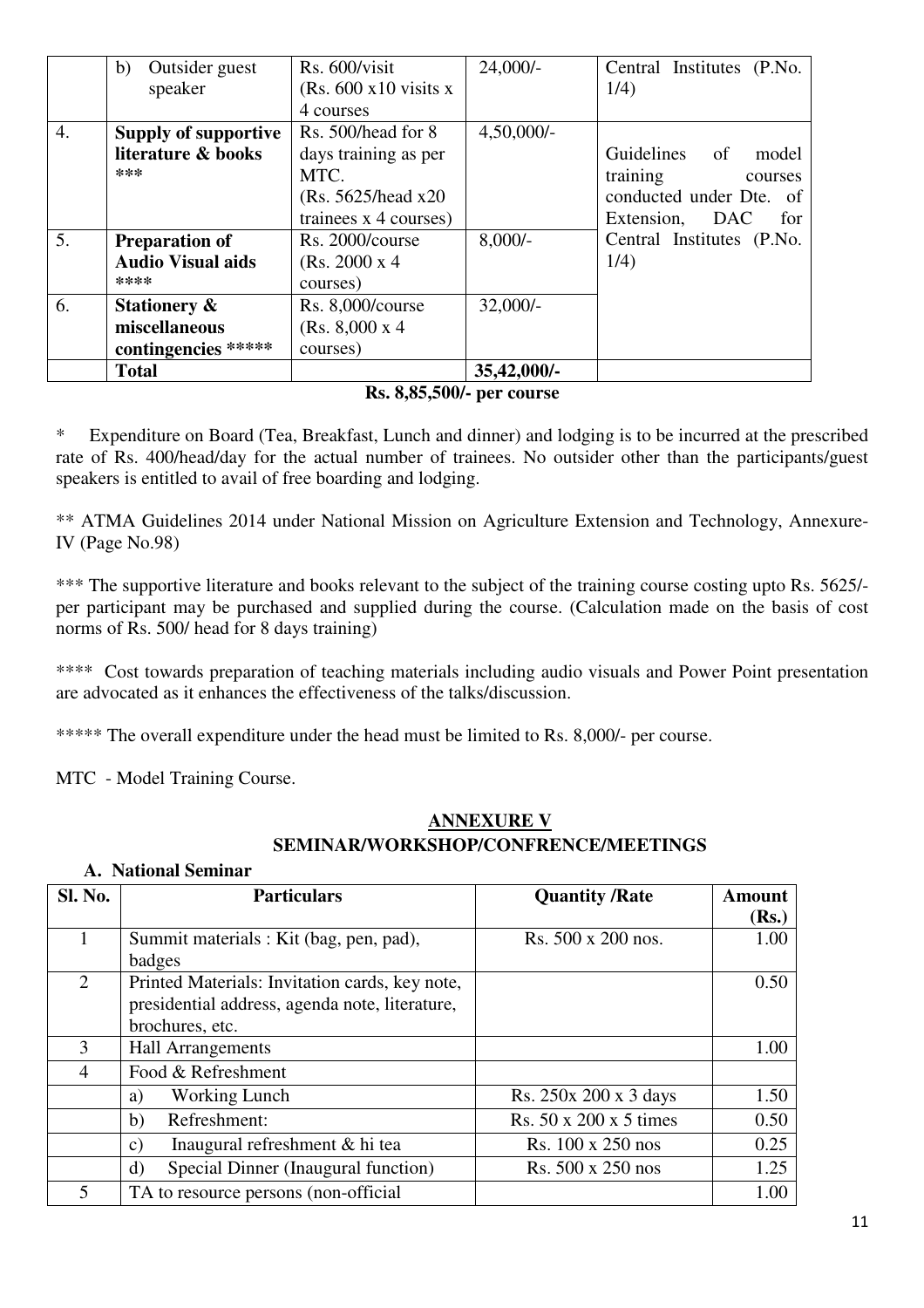| | | | | |
|---|---|---|---|---|
| | b) Outsider guest speaker | Rs. 600/visit (Rs. 600 x10 visits x 4 courses | 24,000/- | Central Institutes (P.No. 1/4) |
| 4. | **Supply of supportive literature & books** *** | Rs. 500/head for 8 days training as per MTC. (Rs. 5625/head x20 trainees x 4 courses) | 4,50,000/- | Guidelines of model training courses conducted under Dte. of Extension, DAC for Central Institutes (P.No. 1/4) |
| 5. | **Preparation of Audio Visual aids** **** | Rs. 2000/course (Rs. 2000 x 4 courses) | 8,000/- | |
| 6. | **Stationery & miscellaneous contingencies** ***** | Rs. 8,000/course (Rs. 8,000 x 4 courses) | 32,000/- | |
| | **Total** | | **35,42,000/-** | |

**Rs. 8,85,500/- per course**

\* Expenditure on Board (Tea, Breakfast, Lunch and dinner) and lodging is to be incurred at the prescribed rate of Rs. 400/head/day for the actual number of trainees. No outsider other than the participants/guest speakers is entitled to avail of free boarding and lodging.

** ATMA Guidelines 2014 under National Mission on Agriculture Extension and Technology, Annexure-IV (Page No.98)

*** The supportive literature and books relevant to the subject of the training course costing upto Rs. 5625/- per participant may be purchased and supplied during the course. (Calculation made on the basis of cost norms of Rs. 500/ head for 8 days training)

**** Cost towards preparation of teaching materials including audio visuals and Power Point presentation are advocated as it enhances the effectiveness of the talks/discussion.

***** The overall expenditure under the head must be limited to Rs. 8,000/- per course.

MTC - Model Training Course.

## ANNEXURE V

## SEMINAR/WORKSHOP/CONFRENCE/MEETINGS

### A. National Seminar

| Sl. No. | Particulars | Quantity /Rate | Amount (Rs.) |
|---|---|---|---|
| 1 | Summit materials : Kit (bag, pen, pad), badges | Rs. 500 x 200 nos. | 1.00 |
| 2 | Printed Materials: Invitation cards, key note, presidential address, agenda note, literature, brochures, etc. | | 0.50 |
| 3 | Hall Arrangements | | 1.00 |
| 4 | Food & Refreshment | | |
| | a) Working Lunch | Rs. 250x 200 x 3 days | 1.50 |
| | b) Refreshment: | Rs. 50 x 200 x 5 times | 0.50 |
| | c) Inaugural refreshment & hi tea | Rs. 100 x 250 nos | 0.25 |
| | d) Special Dinner (Inaugural function) | Rs. 500 x 250 nos | 1.25 |
| 5 | TA to resource persons (non-official | | 1.00 |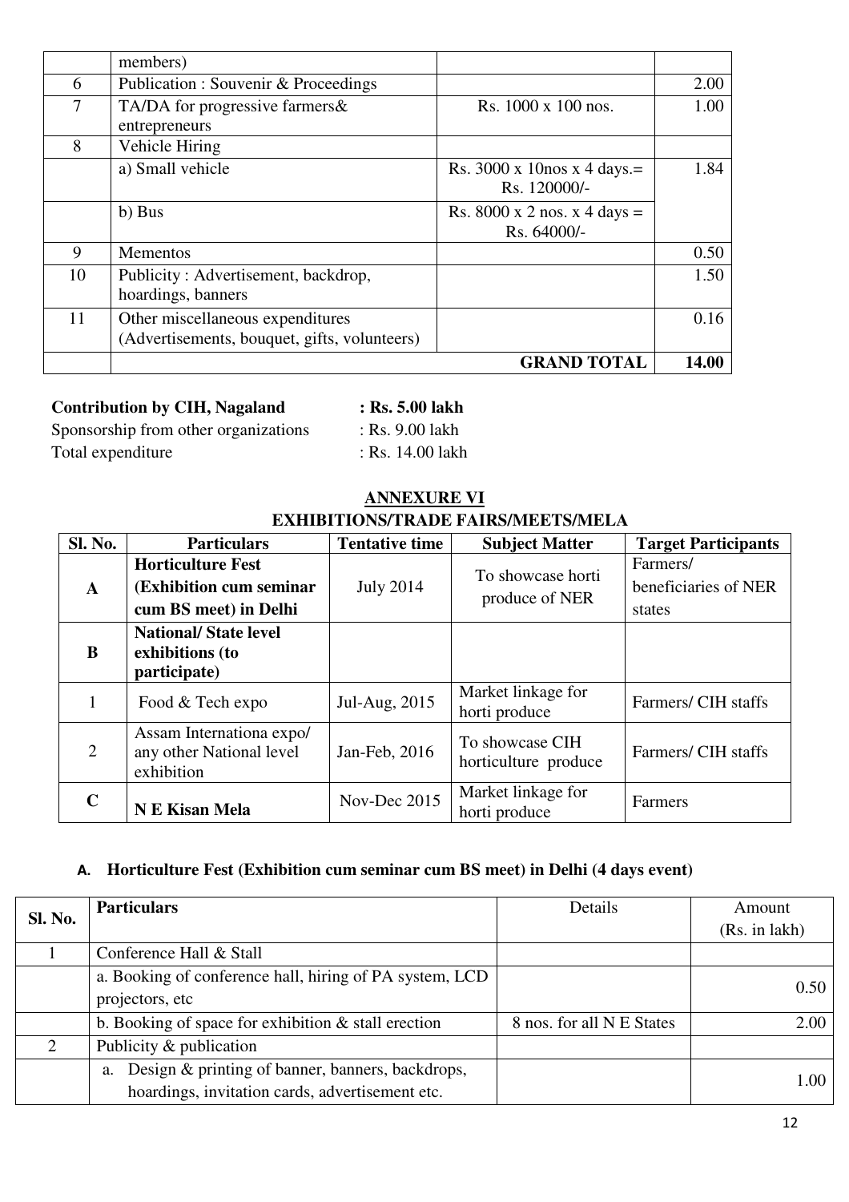|  | members) |  |  |
|---|---|---|---|
| 6 | Publication : Souvenir & Proceedings |  | 2.00 |
| 7 | TA/DA for progressive farmers& entrepreneurs | Rs. 1000 x 100 nos. | 1.00 |
| 8 | Vehicle Hiring |  |  |
|  | a) Small vehicle | Rs. 3000 x 10nos x 4 days.= Rs. 120000/- | 1.84 |
|  | b) Bus | Rs. 8000 x 2 nos. x 4 days = Rs. 64000/- |  |
| 9 | Mementos |  | 0.50 |
| 10 | Publicity : Advertisement, backdrop, hoardings, banners |  | 1.50 |
| 11 | Other miscellaneous expenditures (Advertisements, bouquet, gifts, volunteers) |  | 0.16 |
|  |  | **GRAND TOTAL** | **14.00** |

**Contribution by CIH, Nagaland : Rs. 5.00 lakh**
Sponsorship from other organizations : Rs. 9.00 lakh
Total expenditure : Rs. 14.00 lakh

## ANNEXURE VI

## EXHIBITIONS/TRADE FAIRS/MEETS/MELA

| Sl. No. | Particulars | Tentative time | Subject Matter | Target Participants |
|---|---|---|---|---|
| **A** | **Horticulture Fest (Exhibition cum seminar cum BS meet) in Delhi** | July 2014 | To showcase horti produce of NER | Farmers/ beneficiaries of NER states |
| **B** | **National/ State level exhibitions (to participate)** |  |  |  |
| 1 | Food & Tech expo | Jul-Aug, 2015 | Market linkage for horti produce | Farmers/ CIH staffs |
| 2 | Assam Internationa expo/ any other National level exhibition | Jan-Feb, 2016 | To showcase CIH horticulture produce | Farmers/ CIH staffs |
| **C** | **N E Kisan Mela** | Nov-Dec 2015 | Market linkage for horti produce | Farmers |

### A. Horticulture Fest (Exhibition cum seminar cum BS meet) in Delhi (4 days event)

| Sl. No. | Particulars | Details | Amount (Rs. in lakh) |
|---|---|---|---|
| 1 | Conference Hall & Stall |  |  |
|  | a. Booking of conference hall, hiring of PA system, LCD projectors, etc |  | 0.50 |
|  | b. Booking of space for exhibition & stall erection | 8 nos. for all N E States | 2.00 |
| 2 | Publicity & publication |  |  |
|  | a. Design & printing of banner, banners, backdrops, hoardings, invitation cards, advertisement etc. |  | 1.00 |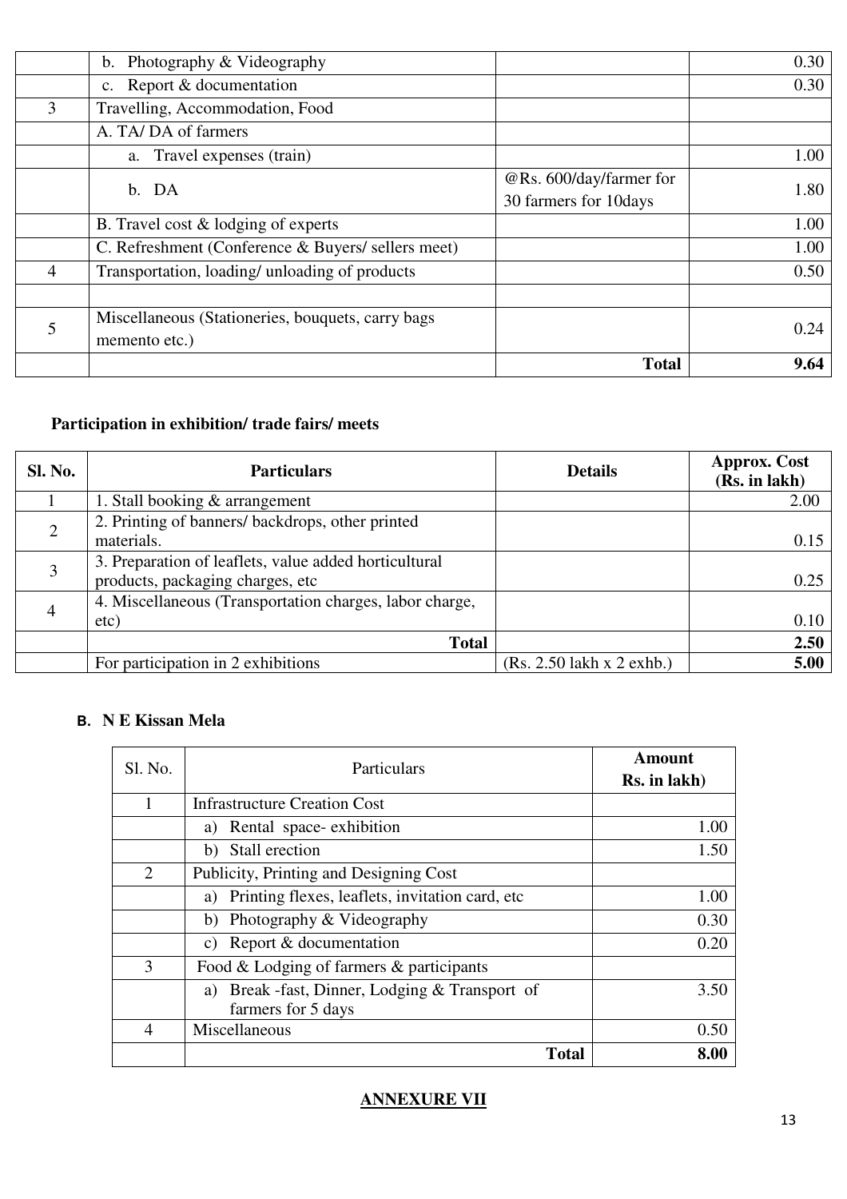|  | b. Photography & Videography |  | 0.30 |
|---|---|---|---|
|  | c. Report & documentation |  | 0.30 |
| 3 | Travelling, Accommodation, Food |  |  |
|  | A. TA/ DA of farmers |  |  |
|  | a. Travel expenses (train) |  | 1.00 |
|  | b. DA | @Rs. 600/day/farmer for 30 farmers for 10days | 1.80 |
|  | B. Travel cost & lodging of experts |  | 1.00 |
|  | C. Refreshment (Conference & Buyers/ sellers meet) |  | 1.00 |
| 4 | Transportation, loading/ unloading of products |  | 0.50 |
|  |  |  |  |
| 5 | Miscellaneous (Stationeries, bouquets, carry bags memento etc.) |  | 0.24 |
|  |  | **Total** | **9.64** |

**Participation in exhibition/ trade fairs/ meets**

| Sl. No. | Particulars | Details | Approx. Cost (Rs. in lakh) |
|---|---|---|---|
| 1 | 1. Stall booking & arrangement |  | 2.00 |
| 2 | 2. Printing of banners/ backdrops, other printed materials. |  | 0.15 |
| 3 | 3. Preparation of leaflets, value added horticultural products, packaging charges, etc |  | 0.25 |
| 4 | 4. Miscellaneous (Transportation charges, labor charge, etc) |  | 0.10 |
|  | **Total** |  | **2.50** |
|  | For participation in 2 exhibitions | (Rs. 2.50 lakh x 2 exhb.) | **5.00** |

**B. N E Kissan Mela**

| Sl. No. | Particulars | Amount Rs. in lakh) |
|---|---|---|
| 1 | Infrastructure Creation Cost |  |
|  | a) Rental space- exhibition | 1.00 |
|  | b) Stall erection | 1.50 |
| 2 | Publicity, Printing and Designing Cost |  |
|  | a) Printing flexes, leaflets, invitation card, etc | 1.00 |
|  | b) Photography & Videography | 0.30 |
|  | c) Report & documentation | 0.20 |
| 3 | Food & Lodging of farmers & participants |  |
|  | a) Break -fast, Dinner, Lodging & Transport of farmers for 5 days | 3.50 |
| 4 | Miscellaneous | 0.50 |
|  | **Total** | **8.00** |

**ANNEXURE VII**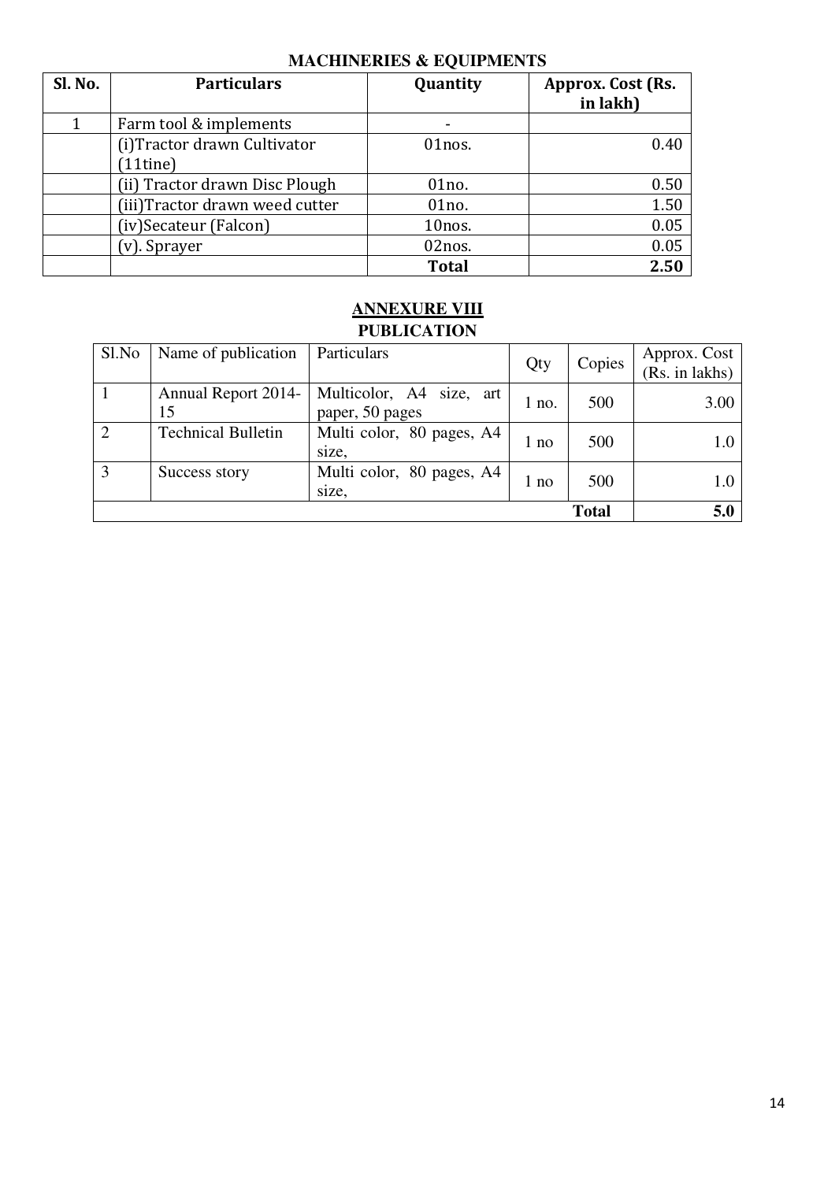## MACHINERIES & EQUIPMENTS

| Sl. No. | Particulars | Quantity | Approx. Cost (Rs. in lakh) |
|---|---|---|---|
| 1 | Farm tool & implements | - | |
| | (i)Tractor drawn Cultivator (11tine) | 01nos. | 0.40 |
| | (ii) Tractor drawn Disc Plough | 01no. | 0.50 |
| | (iii)Tractor drawn weed cutter | 01no. | 1.50 |
| | (iv)Secateur (Falcon) | 10nos. | 0.05 |
| | (v). Sprayer | 02nos. | 0.05 |
| | | **Total** | **2.50** |

## ANNEXURE VIII

### PUBLICATION

| Sl.No | Name of publication | Particulars | Qty | Copies | Approx. Cost (Rs. in lakhs) |
|---|---|---|---|---|---|
| 1 | Annual Report 2014-15 | Multicolor, A4 size, art paper, 50 pages | 1 no. | 500 | 3.00 |
| 2 | Technical Bulletin | Multi color, 80 pages, A4 size, | 1 no | 500 | 1.0 |
| 3 | Success story | Multi color, 80 pages, A4 size, | 1 no | 500 | 1.0 |
| | | | | **Total** | **5.0** |